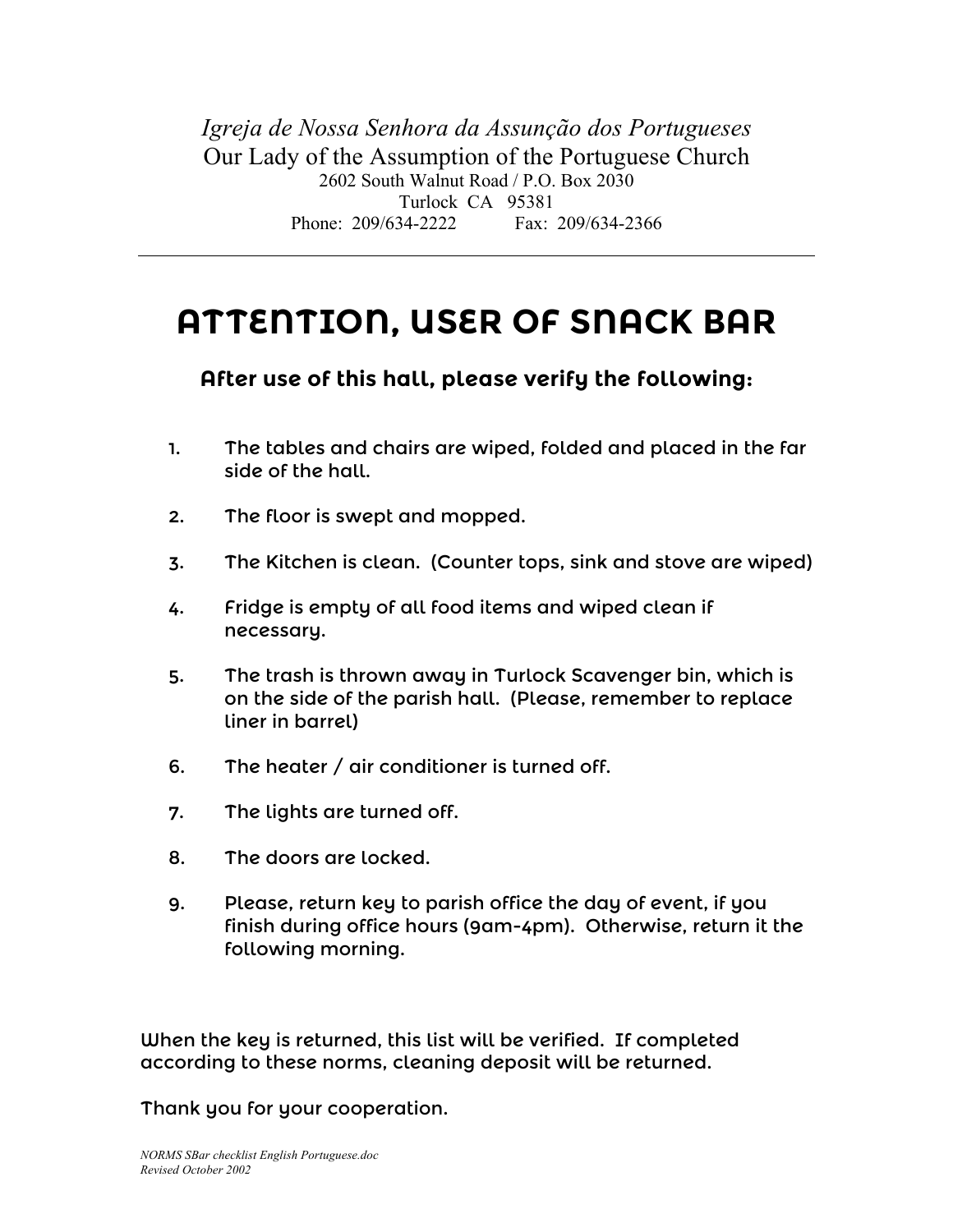*Igreja de Nossa Senhora da Assunção dos Portugueses*

Our Lady of the Assumption of the Portuguese Church

2602 South Walnut Road / P.O. Box 2030

Turlock CA 95381

Phone: 209/634-2222 Fax: 209/634-2366

---

# ATTENTION, USER OF SNACK BAR

## After use of this hall, please verify the following:

1. The tables and chairs are wiped, folded and placed in the far side of the hall.
2. The floor is swept and mopped.
3. The Kitchen is clean. (Counter tops, sink and stove are wiped)
4. Fridge is empty of all food items and wiped clean if necessary.
5. The trash is thrown away in Turlock Scavenger bin, which is on the side of the parish hall. (Please, remember to replace liner in barrel)
6. The heater / air conditioner is turned off.
7. The lights are turned off.
8. The doors are locked.
9. Please, return key to parish office the day of event, if you finish during office hours (9am-4pm). Otherwise, return it the following morning.

When the key is returned, this list will be verified. If completed according to these norms, cleaning deposit will be returned.

Thank you for your cooperation.

*NORMS SBar checklist English Portuguese.doc*
*Revised October 2002*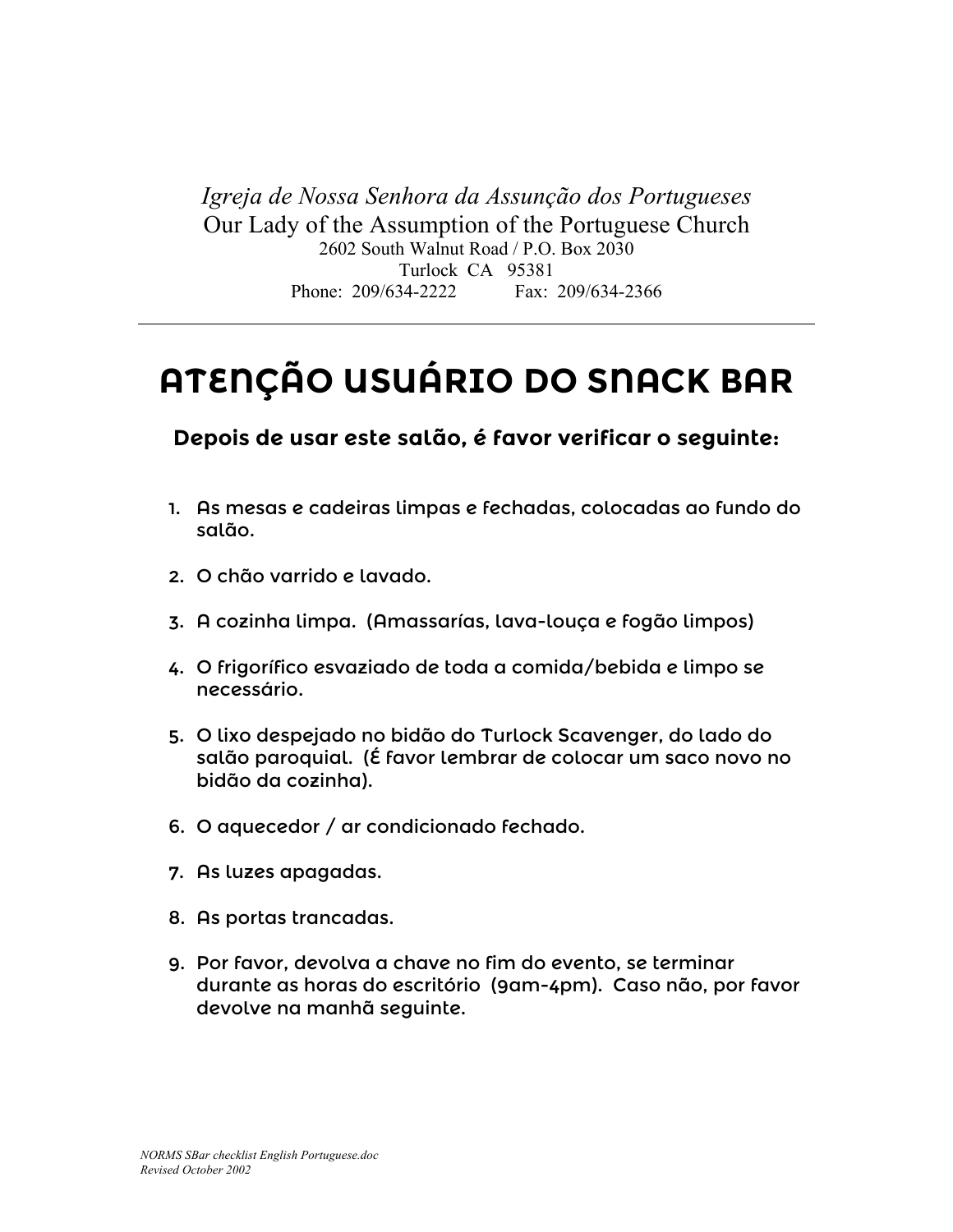*Igreja de Nossa Senhora da Assunção dos Portugueses*

Our Lady of the Assumption of the Portuguese Church

2602 South Walnut Road / P.O. Box 2030

Turlock CA 95381

Phone: 209/634-2222 Fax: 209/634-2366

---

# ATENÇÃO USUÁRIO DO SNACK BAR

## Depois de usar este salão, é favor verificar o seguinte:

1. As mesas e cadeiras limpas e fechadas, colocadas ao fundo do salão.
2. O chão varrido e lavado.
3. A cozinha limpa. (Amassarías, lava-louça e fogão limpos)
4. O frigorífico esvaziado de toda a comida/bebida e limpo se necessário.
5. O lixo despejado no bidão do Turlock Scavenger, do lado do salão paroquial. (É favor lembrar de colocar um saco novo no bidão da cozinha).
6. O aquecedor / ar condicionado fechado.
7. As luzes apagadas.
8. As portas trancadas.
9. Por favor, devolva a chave no fim do evento, se terminar durante as horas do escritório (9am-4pm). Caso não, por favor devolve na manhã seguinte.

*NORMS SBar checklist English Portuguese.doc*
*Revised October 2002*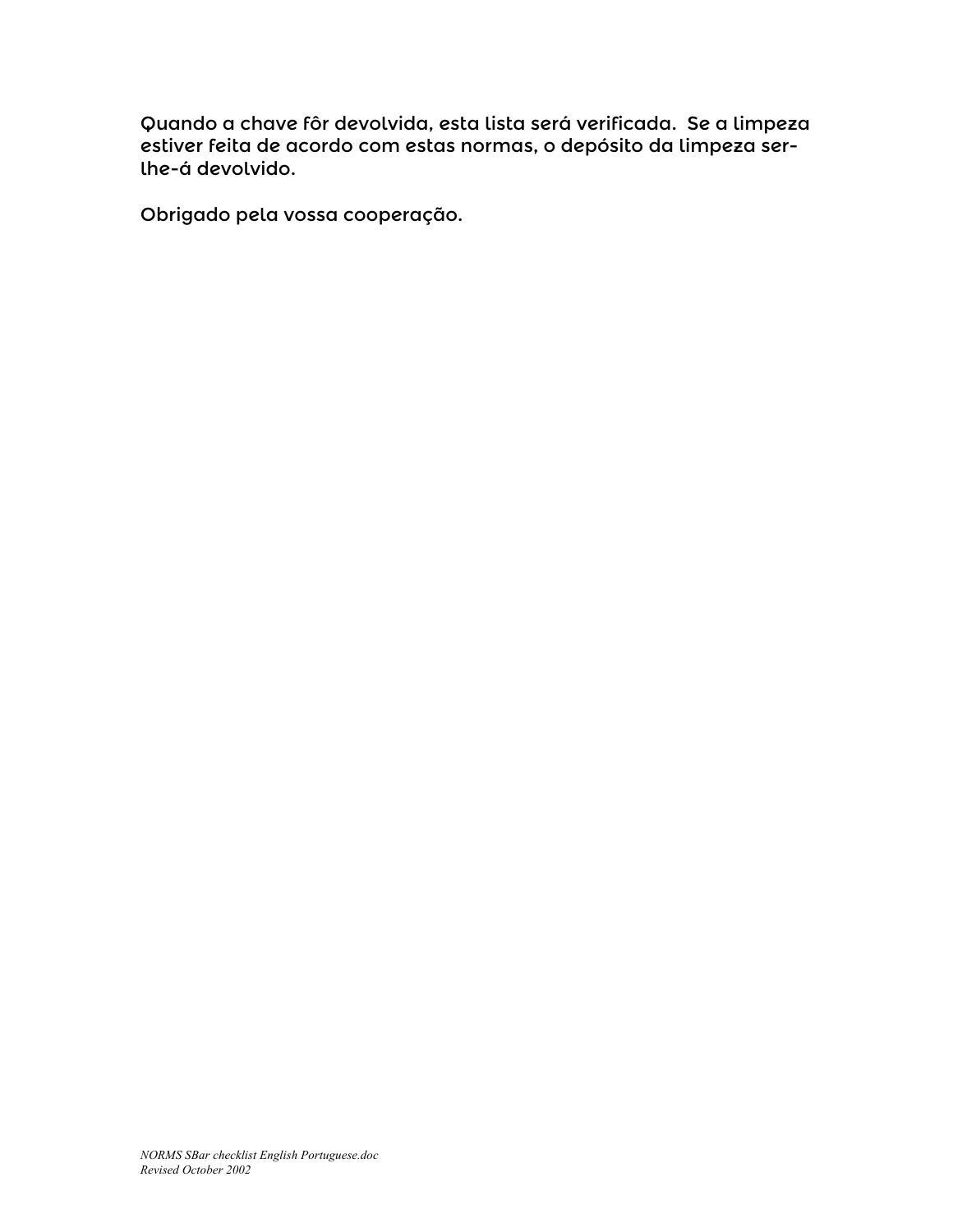Quando a chave fôr devolvida, esta lista será verificada. Se a limpeza estiver feita de acordo com estas normas, o depósito da limpeza ser-lhe-á devolvido.

Obrigado pela vossa cooperação.